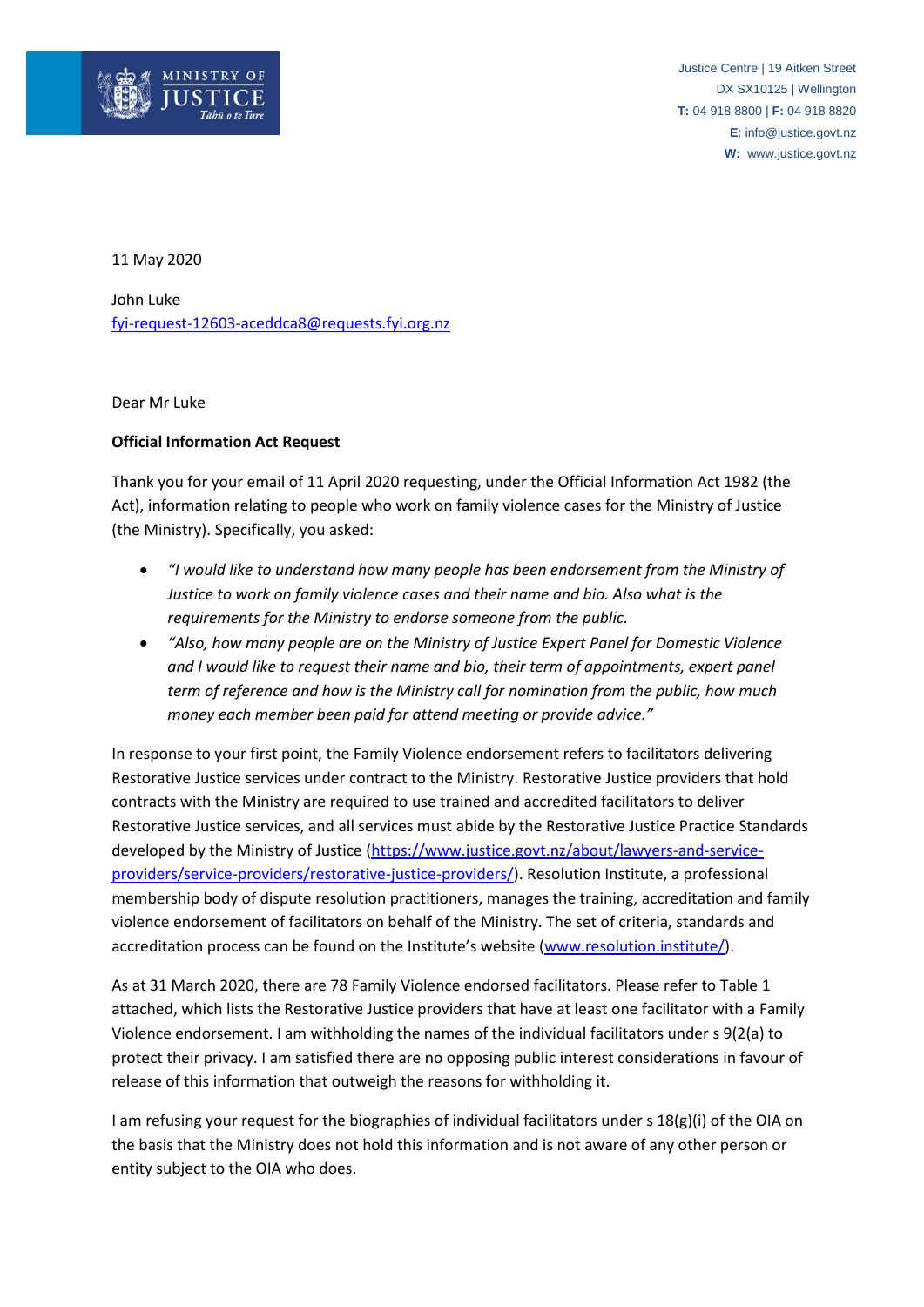Justice Centre | 19 Aitken Street
DX SX10125 | Wellington
**T:** 04 918 8800 | **F:** 04 918 8820
**E**: info@justice.govt.nz
**W:** www.justice.govt.nz

11 May 2020

John Luke
fyi-request-12603-aceddca8@requests.fyi.org.nz

Dear Mr Luke

**Official Information Act Request**

Thank you for your email of 11 April 2020 requesting, under the Official Information Act 1982 (the Act), information relating to people who work on family violence cases for the Ministry of Justice (the Ministry). Specifically, you asked:

- *"I would like to understand how many people has been endorsement from the Ministry of Justice to work on family violence cases and their name and bio. Also what is the requirements for the Ministry to endorse someone from the public.*
- *"Also, how many people are on the Ministry of Justice Expert Panel for Domestic Violence and I would like to request their name and bio, their term of appointments, expert panel term of reference and how is the Ministry call for nomination from the public, how much money each member been paid for attend meeting or provide advice."*

In response to your first point, the Family Violence endorsement refers to facilitators delivering Restorative Justice services under contract to the Ministry. Restorative Justice providers that hold contracts with the Ministry are required to use trained and accredited facilitators to deliver Restorative Justice services, and all services must abide by the Restorative Justice Practice Standards developed by the Ministry of Justice (https://www.justice.govt.nz/about/lawyers-and-service-providers/service-providers/restorative-justice-providers/). Resolution Institute, a professional membership body of dispute resolution practitioners, manages the training, accreditation and family violence endorsement of facilitators on behalf of the Ministry. The set of criteria, standards and accreditation process can be found on the Institute's website (www.resolution.institute/).

As at 31 March 2020, there are 78 Family Violence endorsed facilitators. Please refer to Table 1 attached, which lists the Restorative Justice providers that have at least one facilitator with a Family Violence endorsement. I am withholding the names of the individual facilitators under s 9(2(a) to protect their privacy. I am satisfied there are no opposing public interest considerations in favour of release of this information that outweigh the reasons for withholding it.

I am refusing your request for the biographies of individual facilitators under s 18(g)(i) of the OIA on the basis that the Ministry does not hold this information and is not aware of any other person or entity subject to the OIA who does.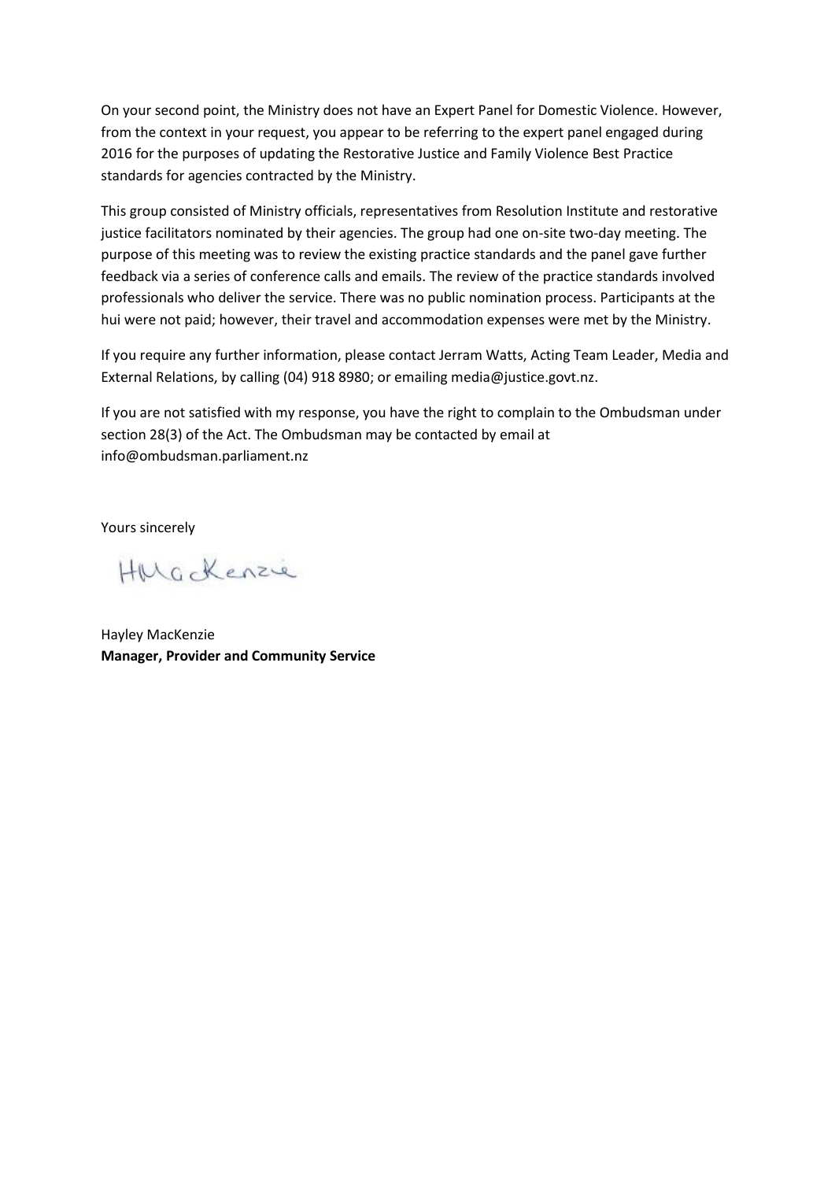On your second point, the Ministry does not have an Expert Panel for Domestic Violence. However, from the context in your request, you appear to be referring to the expert panel engaged during 2016 for the purposes of updating the Restorative Justice and Family Violence Best Practice standards for agencies contracted by the Ministry.

This group consisted of Ministry officials, representatives from Resolution Institute and restorative justice facilitators nominated by their agencies. The group had one on-site two-day meeting. The purpose of this meeting was to review the existing practice standards and the panel gave further feedback via a series of conference calls and emails. The review of the practice standards involved professionals who deliver the service. There was no public nomination process. Participants at the hui were not paid; however, their travel and accommodation expenses were met by the Ministry.

If you require any further information, please contact Jerram Watts, Acting Team Leader, Media and External Relations, by calling (04) 918 8980; or emailing media@justice.govt.nz.

If you are not satisfied with my response, you have the right to complain to the Ombudsman under section 28(3) of the Act. The Ombudsman may be contacted by email at info@ombudsman.parliament.nz

Yours sincerely

HMacKenzie

Hayley MacKenzie
**Manager, Provider and Community Service**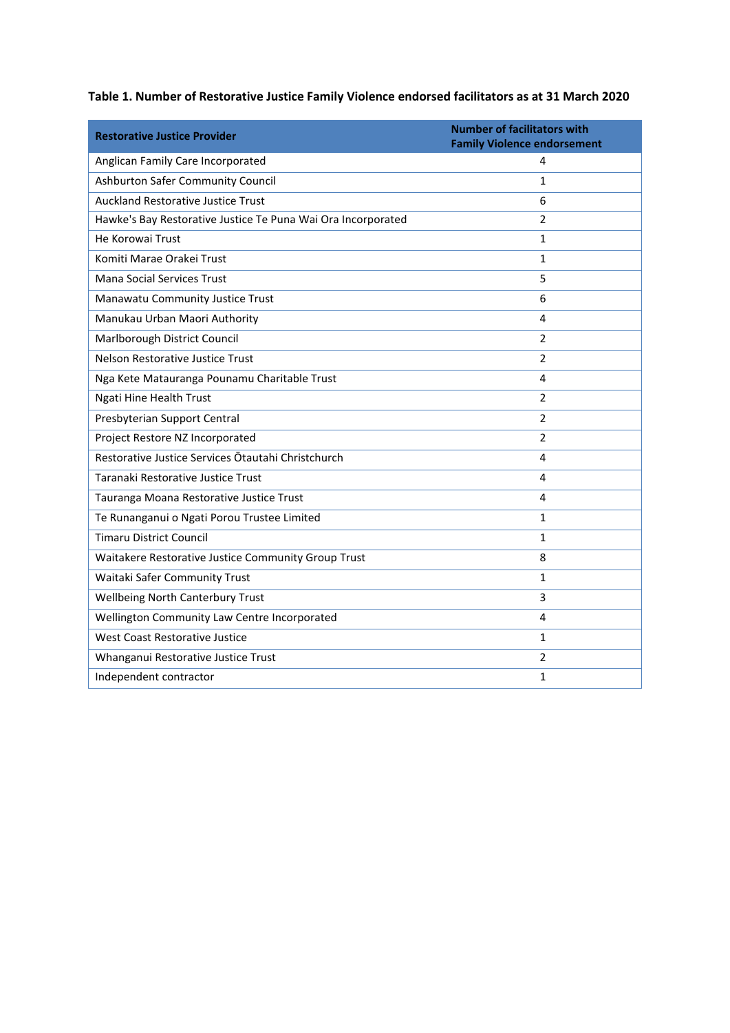**Table 1. Number of Restorative Justice Family Violence endorsed facilitators as at 31 March 2020**

| Restorative Justice Provider | Number of facilitators with Family Violence endorsement |
|---|---|
| Anglican Family Care Incorporated | 4 |
| Ashburton Safer Community Council | 1 |
| Auckland Restorative Justice Trust | 6 |
| Hawke's Bay Restorative Justice Te Puna Wai Ora Incorporated | 2 |
| He Korowai Trust | 1 |
| Komiti Marae Orakei Trust | 1 |
| Mana Social Services Trust | 5 |
| Manawatu Community Justice Trust | 6 |
| Manukau Urban Maori Authority | 4 |
| Marlborough District Council | 2 |
| Nelson Restorative Justice Trust | 2 |
| Nga Kete Matauranga Pounamu Charitable Trust | 4 |
| Ngati Hine Health Trust | 2 |
| Presbyterian Support Central | 2 |
| Project Restore NZ Incorporated | 2 |
| Restorative Justice Services Ōtautahi Christchurch | 4 |
| Taranaki Restorative Justice Trust | 4 |
| Tauranga Moana Restorative Justice Trust | 4 |
| Te Runanganui o Ngati Porou Trustee Limited | 1 |
| Timaru District Council | 1 |
| Waitakere Restorative Justice Community Group Trust | 8 |
| Waitaki Safer Community Trust | 1 |
| Wellbeing North Canterbury Trust | 3 |
| Wellington Community Law Centre Incorporated | 4 |
| West Coast Restorative Justice | 1 |
| Whanganui Restorative Justice Trust | 2 |
| Independent contractor | 1 |